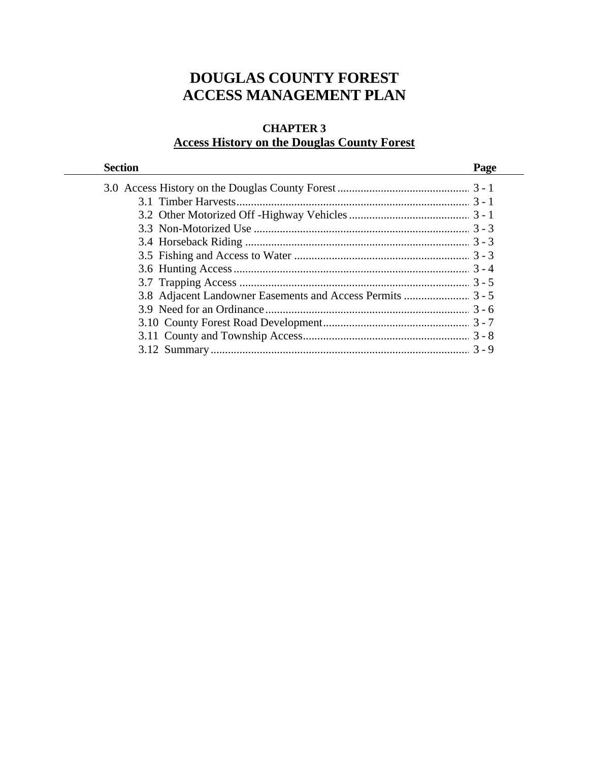# DOUGLAS COUNTY FOREST ACCESS MANAGEMENT PLAN

## CHAPTER 3
## Access History on the Douglas County Forest

| Section | Page |
| --- | --- |
| 3.0 Access History on the Douglas County Forest | 3 - 1 |
| 3.1 Timber Harvests | 3 - 1 |
| 3.2 Other Motorized Off -Highway Vehicles | 3 - 1 |
| 3.3 Non-Motorized Use | 3 - 3 |
| 3.4 Horseback Riding | 3 - 3 |
| 3.5 Fishing and Access to Water | 3 - 3 |
| 3.6 Hunting Access | 3 - 4 |
| 3.7 Trapping Access | 3 - 5 |
| 3.8 Adjacent Landowner Easements and Access Permits | 3 - 5 |
| 3.9 Need for an Ordinance | 3 - 6 |
| 3.10 County Forest Road Development | 3 - 7 |
| 3.11 County and Township Access | 3 - 8 |
| 3.12 Summary | 3 - 9 |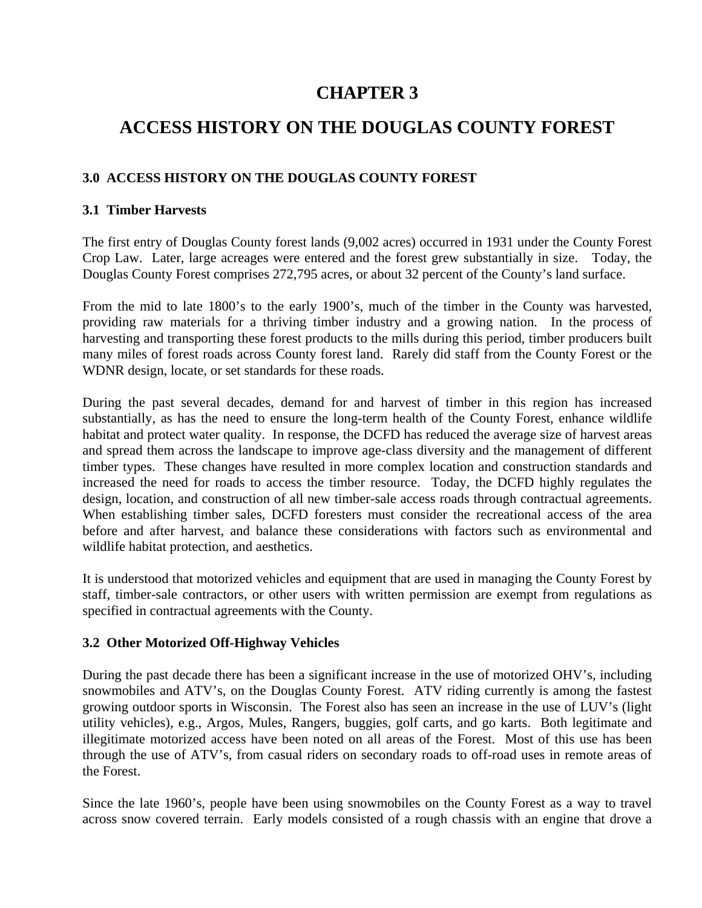# CHAPTER 3

# ACCESS HISTORY ON THE DOUGLAS COUNTY FOREST

## 3.0 ACCESS HISTORY ON THE DOUGLAS COUNTY FOREST

### 3.1 Timber Harvests

The first entry of Douglas County forest lands (9,002 acres) occurred in 1931 under the County Forest Crop Law. Later, large acreages were entered and the forest grew substantially in size. Today, the Douglas County Forest comprises 272,795 acres, or about 32 percent of the County's land surface.

From the mid to late 1800's to the early 1900's, much of the timber in the County was harvested, providing raw materials for a thriving timber industry and a growing nation. In the process of harvesting and transporting these forest products to the mills during this period, timber producers built many miles of forest roads across County forest land. Rarely did staff from the County Forest or the WDNR design, locate, or set standards for these roads.

During the past several decades, demand for and harvest of timber in this region has increased substantially, as has the need to ensure the long-term health of the County Forest, enhance wildlife habitat and protect water quality. In response, the DCFD has reduced the average size of harvest areas and spread them across the landscape to improve age-class diversity and the management of different timber types. These changes have resulted in more complex location and construction standards and increased the need for roads to access the timber resource. Today, the DCFD highly regulates the design, location, and construction of all new timber-sale access roads through contractual agreements. When establishing timber sales, DCFD foresters must consider the recreational access of the area before and after harvest, and balance these considerations with factors such as environmental and wildlife habitat protection, and aesthetics.

It is understood that motorized vehicles and equipment that are used in managing the County Forest by staff, timber-sale contractors, or other users with written permission are exempt from regulations as specified in contractual agreements with the County.

### 3.2 Other Motorized Off-Highway Vehicles

During the past decade there has been a significant increase in the use of motorized OHV's, including snowmobiles and ATV's, on the Douglas County Forest. ATV riding currently is among the fastest growing outdoor sports in Wisconsin. The Forest also has seen an increase in the use of LUV's (light utility vehicles), e.g., Argos, Mules, Rangers, buggies, golf carts, and go karts. Both legitimate and illegitimate motorized access have been noted on all areas of the Forest. Most of this use has been through the use of ATV's, from casual riders on secondary roads to off-road uses in remote areas of the Forest.

Since the late 1960's, people have been using snowmobiles on the County Forest as a way to travel across snow covered terrain. Early models consisted of a rough chassis with an engine that drove a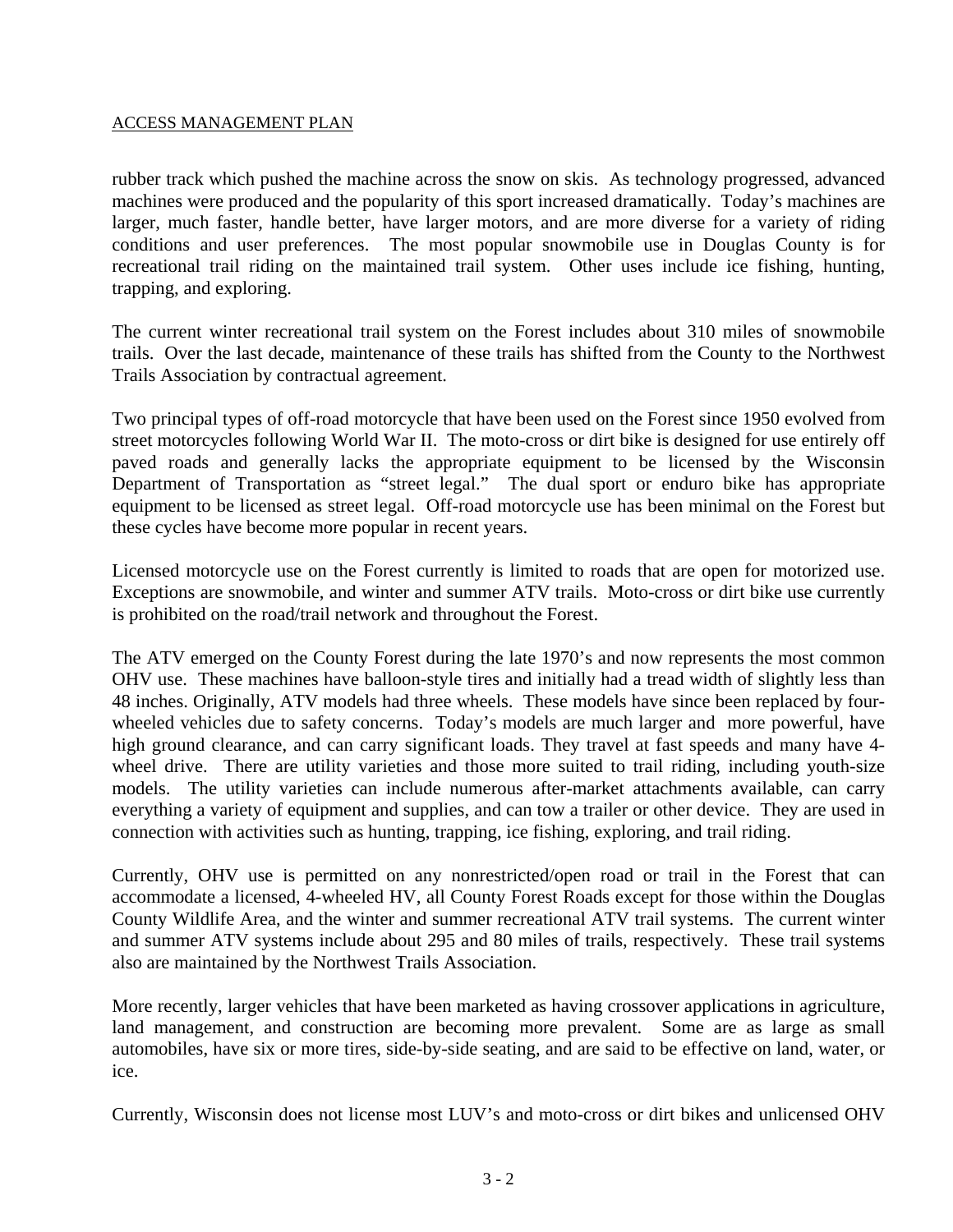rubber track which pushed the machine across the snow on skis. As technology progressed, advanced machines were produced and the popularity of this sport increased dramatically. Today's machines are larger, much faster, handle better, have larger motors, and are more diverse for a variety of riding conditions and user preferences. The most popular snowmobile use in Douglas County is for recreational trail riding on the maintained trail system. Other uses include ice fishing, hunting, trapping, and exploring.

The current winter recreational trail system on the Forest includes about 310 miles of snowmobile trails. Over the last decade, maintenance of these trails has shifted from the County to the Northwest Trails Association by contractual agreement.

Two principal types of off-road motorcycle that have been used on the Forest since 1950 evolved from street motorcycles following World War II. The moto-cross or dirt bike is designed for use entirely off paved roads and generally lacks the appropriate equipment to be licensed by the Wisconsin Department of Transportation as "street legal." The dual sport or enduro bike has appropriate equipment to be licensed as street legal. Off-road motorcycle use has been minimal on the Forest but these cycles have become more popular in recent years.

Licensed motorcycle use on the Forest currently is limited to roads that are open for motorized use. Exceptions are snowmobile, and winter and summer ATV trails. Moto-cross or dirt bike use currently is prohibited on the road/trail network and throughout the Forest.

The ATV emerged on the County Forest during the late 1970's and now represents the most common OHV use. These machines have balloon-style tires and initially had a tread width of slightly less than 48 inches. Originally, ATV models had three wheels. These models have since been replaced by four-wheeled vehicles due to safety concerns. Today's models are much larger and more powerful, have high ground clearance, and can carry significant loads. They travel at fast speeds and many have 4-wheel drive. There are utility varieties and those more suited to trail riding, including youth-size models. The utility varieties can include numerous after-market attachments available, can carry everything a variety of equipment and supplies, and can tow a trailer or other device. They are used in connection with activities such as hunting, trapping, ice fishing, exploring, and trail riding.

Currently, OHV use is permitted on any nonrestricted/open road or trail in the Forest that can accommodate a licensed, 4-wheeled HV, all County Forest Roads except for those within the Douglas County Wildlife Area, and the winter and summer recreational ATV trail systems. The current winter and summer ATV systems include about 295 and 80 miles of trails, respectively. These trail systems also are maintained by the Northwest Trails Association.

More recently, larger vehicles that have been marketed as having crossover applications in agriculture, land management, and construction are becoming more prevalent. Some are as large as small automobiles, have six or more tires, side-by-side seating, and are said to be effective on land, water, or ice.

Currently, Wisconsin does not license most LUV's and moto-cross or dirt bikes and unlicensed OHV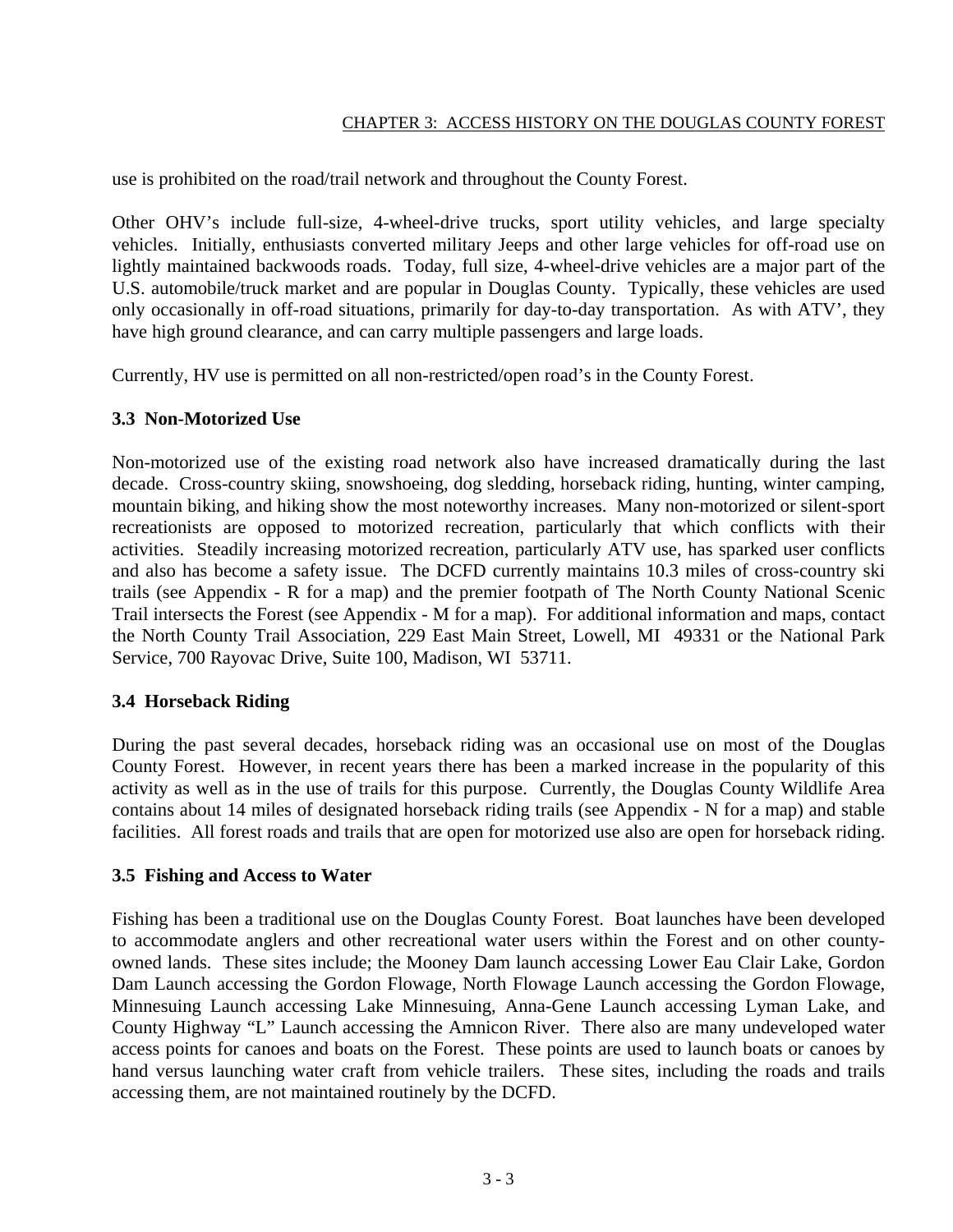use is prohibited on the road/trail network and throughout the County Forest.

Other OHV's include full-size, 4-wheel-drive trucks, sport utility vehicles, and large specialty vehicles. Initially, enthusiasts converted military Jeeps and other large vehicles for off-road use on lightly maintained backwoods roads. Today, full size, 4-wheel-drive vehicles are a major part of the U.S. automobile/truck market and are popular in Douglas County. Typically, these vehicles are used only occasionally in off-road situations, primarily for day-to-day transportation. As with ATV', they have high ground clearance, and can carry multiple passengers and large loads.

Currently, HV use is permitted on all non-restricted/open road's in the County Forest.

### 3.3 Non-Motorized Use

Non-motorized use of the existing road network also have increased dramatically during the last decade. Cross-country skiing, snowshoeing, dog sledding, horseback riding, hunting, winter camping, mountain biking, and hiking show the most noteworthy increases. Many non-motorized or silent-sport recreationists are opposed to motorized recreation, particularly that which conflicts with their activities. Steadily increasing motorized recreation, particularly ATV use, has sparked user conflicts and also has become a safety issue. The DCFD currently maintains 10.3 miles of cross-country ski trails (see Appendix - R for a map) and the premier footpath of The North County National Scenic Trail intersects the Forest (see Appendix - M for a map). For additional information and maps, contact the North County Trail Association, 229 East Main Street, Lowell, MI 49331 or the National Park Service, 700 Rayovac Drive, Suite 100, Madison, WI 53711.

### 3.4 Horseback Riding

During the past several decades, horseback riding was an occasional use on most of the Douglas County Forest. However, in recent years there has been a marked increase in the popularity of this activity as well as in the use of trails for this purpose. Currently, the Douglas County Wildlife Area contains about 14 miles of designated horseback riding trails (see Appendix - N for a map) and stable facilities. All forest roads and trails that are open for motorized use also are open for horseback riding.

### 3.5 Fishing and Access to Water

Fishing has been a traditional use on the Douglas County Forest. Boat launches have been developed to accommodate anglers and other recreational water users within the Forest and on other county-owned lands. These sites include; the Mooney Dam launch accessing Lower Eau Clair Lake, Gordon Dam Launch accessing the Gordon Flowage, North Flowage Launch accessing the Gordon Flowage, Minnesuing Launch accessing Lake Minnesuing, Anna-Gene Launch accessing Lyman Lake, and County Highway "L" Launch accessing the Amnicon River. There also are many undeveloped water access points for canoes and boats on the Forest. These points are used to launch boats or canoes by hand versus launching water craft from vehicle trailers. These sites, including the roads and trails accessing them, are not maintained routinely by the DCFD.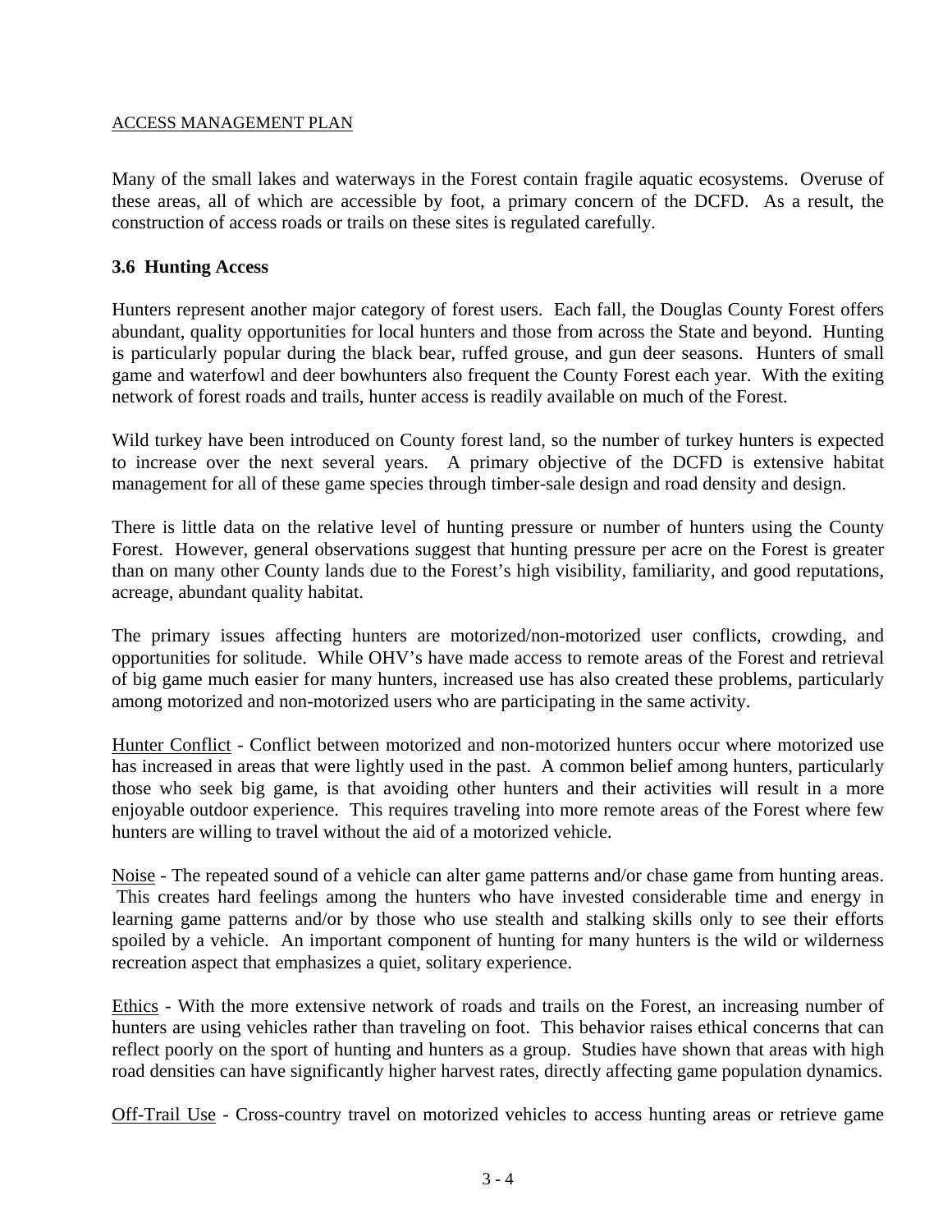Many of the small lakes and waterways in the Forest contain fragile aquatic ecosystems. Overuse of these areas, all of which are accessible by foot, a primary concern of the DCFD. As a result, the construction of access roads or trails on these sites is regulated carefully.

### 3.6 Hunting Access

Hunters represent another major category of forest users. Each fall, the Douglas County Forest offers abundant, quality opportunities for local hunters and those from across the State and beyond. Hunting is particularly popular during the black bear, ruffed grouse, and gun deer seasons. Hunters of small game and waterfowl and deer bowhunters also frequent the County Forest each year. With the exiting network of forest roads and trails, hunter access is readily available on much of the Forest.

Wild turkey have been introduced on County forest land, so the number of turkey hunters is expected to increase over the next several years. A primary objective of the DCFD is extensive habitat management for all of these game species through timber-sale design and road density and design.

There is little data on the relative level of hunting pressure or number of hunters using the County Forest. However, general observations suggest that hunting pressure per acre on the Forest is greater than on many other County lands due to the Forest's high visibility, familiarity, and good reputations, acreage, abundant quality habitat.

The primary issues affecting hunters are motorized/non-motorized user conflicts, crowding, and opportunities for solitude. While OHV's have made access to remote areas of the Forest and retrieval of big game much easier for many hunters, increased use has also created these problems, particularly among motorized and non-motorized users who are participating in the same activity.

Hunter Conflict - Conflict between motorized and non-motorized hunters occur where motorized use has increased in areas that were lightly used in the past. A common belief among hunters, particularly those who seek big game, is that avoiding other hunters and their activities will result in a more enjoyable outdoor experience. This requires traveling into more remote areas of the Forest where few hunters are willing to travel without the aid of a motorized vehicle.

Noise - The repeated sound of a vehicle can alter game patterns and/or chase game from hunting areas. This creates hard feelings among the hunters who have invested considerable time and energy in learning game patterns and/or by those who use stealth and stalking skills only to see their efforts spoiled by a vehicle. An important component of hunting for many hunters is the wild or wilderness recreation aspect that emphasizes a quiet, solitary experience.

Ethics - With the more extensive network of roads and trails on the Forest, an increasing number of hunters are using vehicles rather than traveling on foot. This behavior raises ethical concerns that can reflect poorly on the sport of hunting and hunters as a group. Studies have shown that areas with high road densities can have significantly higher harvest rates, directly affecting game population dynamics.

Off-Trail Use - Cross-country travel on motorized vehicles to access hunting areas or retrieve game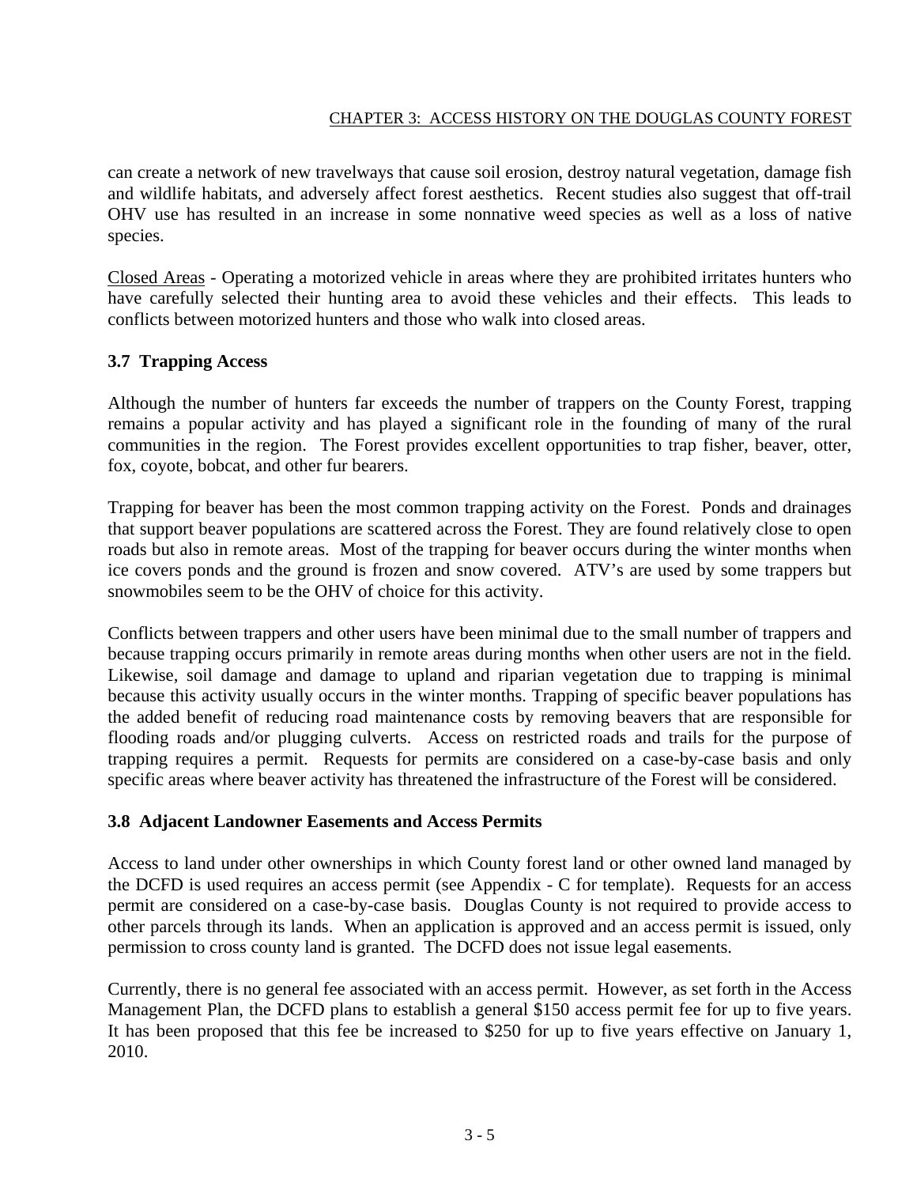can create a network of new travelways that cause soil erosion, destroy natural vegetation, damage fish and wildlife habitats, and adversely affect forest aesthetics. Recent studies also suggest that off-trail OHV use has resulted in an increase in some nonnative weed species as well as a loss of native species.

Closed Areas - Operating a motorized vehicle in areas where they are prohibited irritates hunters who have carefully selected their hunting area to avoid these vehicles and their effects. This leads to conflicts between motorized hunters and those who walk into closed areas.

### 3.7 Trapping Access

Although the number of hunters far exceeds the number of trappers on the County Forest, trapping remains a popular activity and has played a significant role in the founding of many of the rural communities in the region. The Forest provides excellent opportunities to trap fisher, beaver, otter, fox, coyote, bobcat, and other fur bearers.

Trapping for beaver has been the most common trapping activity on the Forest. Ponds and drainages that support beaver populations are scattered across the Forest. They are found relatively close to open roads but also in remote areas. Most of the trapping for beaver occurs during the winter months when ice covers ponds and the ground is frozen and snow covered. ATV's are used by some trappers but snowmobiles seem to be the OHV of choice for this activity.

Conflicts between trappers and other users have been minimal due to the small number of trappers and because trapping occurs primarily in remote areas during months when other users are not in the field. Likewise, soil damage and damage to upland and riparian vegetation due to trapping is minimal because this activity usually occurs in the winter months. Trapping of specific beaver populations has the added benefit of reducing road maintenance costs by removing beavers that are responsible for flooding roads and/or plugging culverts. Access on restricted roads and trails for the purpose of trapping requires a permit. Requests for permits are considered on a case-by-case basis and only specific areas where beaver activity has threatened the infrastructure of the Forest will be considered.

### 3.8 Adjacent Landowner Easements and Access Permits

Access to land under other ownerships in which County forest land or other owned land managed by the DCFD is used requires an access permit (see Appendix - C for template). Requests for an access permit are considered on a case-by-case basis. Douglas County is not required to provide access to other parcels through its lands. When an application is approved and an access permit is issued, only permission to cross county land is granted. The DCFD does not issue legal easements.

Currently, there is no general fee associated with an access permit. However, as set forth in the Access Management Plan, the DCFD plans to establish a general $150 access permit fee for up to five years. It has been proposed that this fee be increased to $250 for up to five years effective on January 1, 2010.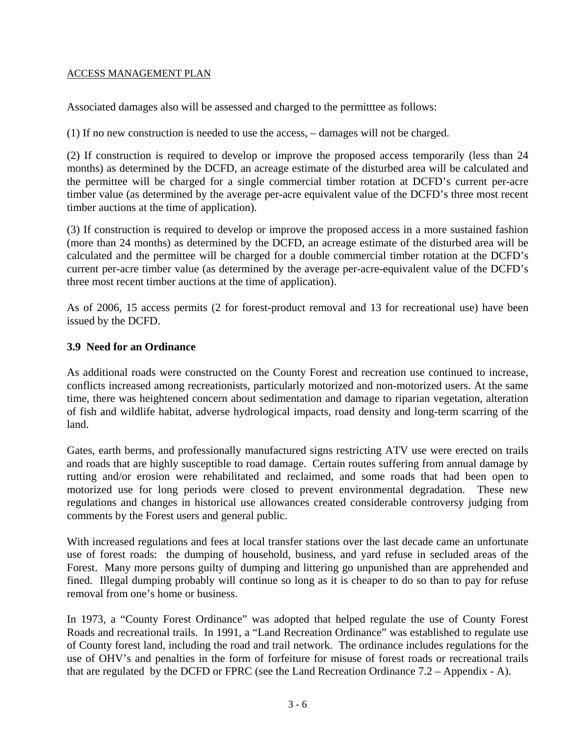Associated damages also will be assessed and charged to the permitttee as follows:

(1) If no new construction is needed to use the access, – damages will not be charged.

(2) If construction is required to develop or improve the proposed access temporarily (less than 24 months) as determined by the DCFD, an acreage estimate of the disturbed area will be calculated and the permittee will be charged for a single commercial timber rotation at DCFD's current per-acre timber value (as determined by the average per-acre equivalent value of the DCFD's three most recent timber auctions at the time of application).

(3) If construction is required to develop or improve the proposed access in a more sustained fashion (more than 24 months) as determined by the DCFD, an acreage estimate of the disturbed area will be calculated and the permittee will be charged for a double commercial timber rotation at the DCFD's current per-acre timber value (as determined by the average per-acre-equivalent value of the DCFD's three most recent timber auctions at the time of application).

As of 2006, 15 access permits (2 for forest-product removal and 13 for recreational use) have been issued by the DCFD.

### 3.9 Need for an Ordinance

As additional roads were constructed on the County Forest and recreation use continued to increase, conflicts increased among recreationists, particularly motorized and non-motorized users. At the same time, there was heightened concern about sedimentation and damage to riparian vegetation, alteration of fish and wildlife habitat, adverse hydrological impacts, road density and long-term scarring of the land.

Gates, earth berms, and professionally manufactured signs restricting ATV use were erected on trails and roads that are highly susceptible to road damage. Certain routes suffering from annual damage by rutting and/or erosion were rehabilitated and reclaimed, and some roads that had been open to motorized use for long periods were closed to prevent environmental degradation. These new regulations and changes in historical use allowances created considerable controversy judging from comments by the Forest users and general public.

With increased regulations and fees at local transfer stations over the last decade came an unfortunate use of forest roads: the dumping of household, business, and yard refuse in secluded areas of the Forest. Many more persons guilty of dumping and littering go unpunished than are apprehended and fined. Illegal dumping probably will continue so long as it is cheaper to do so than to pay for refuse removal from one's home or business.

In 1973, a "County Forest Ordinance" was adopted that helped regulate the use of County Forest Roads and recreational trails. In 1991, a "Land Recreation Ordinance" was established to regulate use of County forest land, including the road and trail network. The ordinance includes regulations for the use of OHV's and penalties in the form of forfeiture for misuse of forest roads or recreational trails that are regulated by the DCFD or FPRC (see the Land Recreation Ordinance 7.2 – Appendix - A).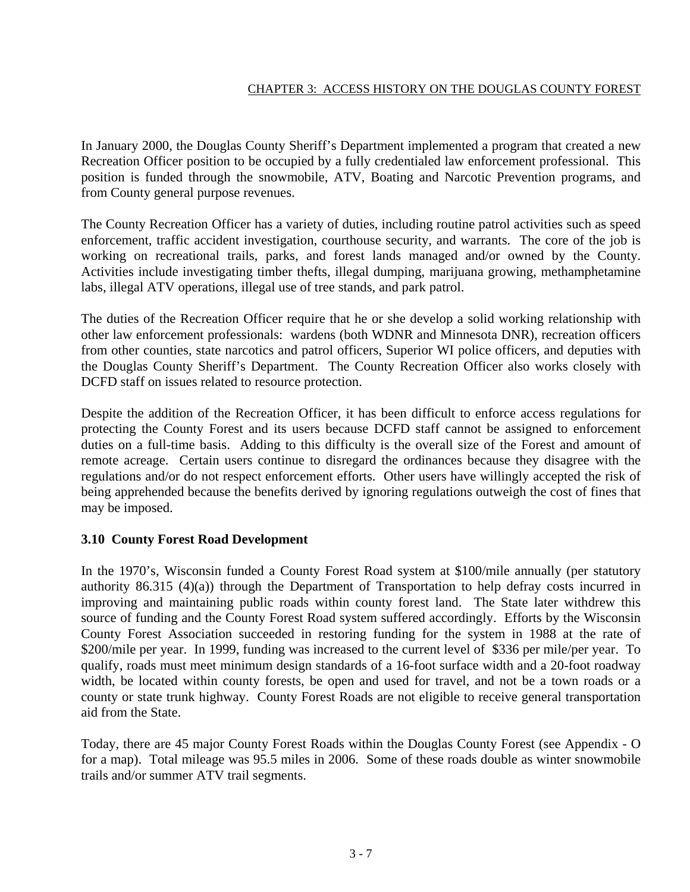In January 2000, the Douglas County Sheriff's Department implemented a program that created a new Recreation Officer position to be occupied by a fully credentialed law enforcement professional. This position is funded through the snowmobile, ATV, Boating and Narcotic Prevention programs, and from County general purpose revenues.

The County Recreation Officer has a variety of duties, including routine patrol activities such as speed enforcement, traffic accident investigation, courthouse security, and warrants. The core of the job is working on recreational trails, parks, and forest lands managed and/or owned by the County. Activities include investigating timber thefts, illegal dumping, marijuana growing, methamphetamine labs, illegal ATV operations, illegal use of tree stands, and park patrol.

The duties of the Recreation Officer require that he or she develop a solid working relationship with other law enforcement professionals: wardens (both WDNR and Minnesota DNR), recreation officers from other counties, state narcotics and patrol officers, Superior WI police officers, and deputies with the Douglas County Sheriff's Department. The County Recreation Officer also works closely with DCFD staff on issues related to resource protection.

Despite the addition of the Recreation Officer, it has been difficult to enforce access regulations for protecting the County Forest and its users because DCFD staff cannot be assigned to enforcement duties on a full-time basis. Adding to this difficulty is the overall size of the Forest and amount of remote acreage. Certain users continue to disregard the ordinances because they disagree with the regulations and/or do not respect enforcement efforts. Other users have willingly accepted the risk of being apprehended because the benefits derived by ignoring regulations outweigh the cost of fines that may be imposed.

### 3.10 County Forest Road Development

In the 1970's, Wisconsin funded a County Forest Road system at $100/mile annually (per statutory authority 86.315 (4)(a)) through the Department of Transportation to help defray costs incurred in improving and maintaining public roads within county forest land. The State later withdrew this source of funding and the County Forest Road system suffered accordingly. Efforts by the Wisconsin County Forest Association succeeded in restoring funding for the system in 1988 at the rate of $200/mile per year. In 1999, funding was increased to the current level of $336 per mile/per year. To qualify, roads must meet minimum design standards of a 16-foot surface width and a 20-foot roadway width, be located within county forests, be open and used for travel, and not be a town roads or a county or state trunk highway. County Forest Roads are not eligible to receive general transportation aid from the State.

Today, there are 45 major County Forest Roads within the Douglas County Forest (see Appendix - O for a map). Total mileage was 95.5 miles in 2006. Some of these roads double as winter snowmobile trails and/or summer ATV trail segments.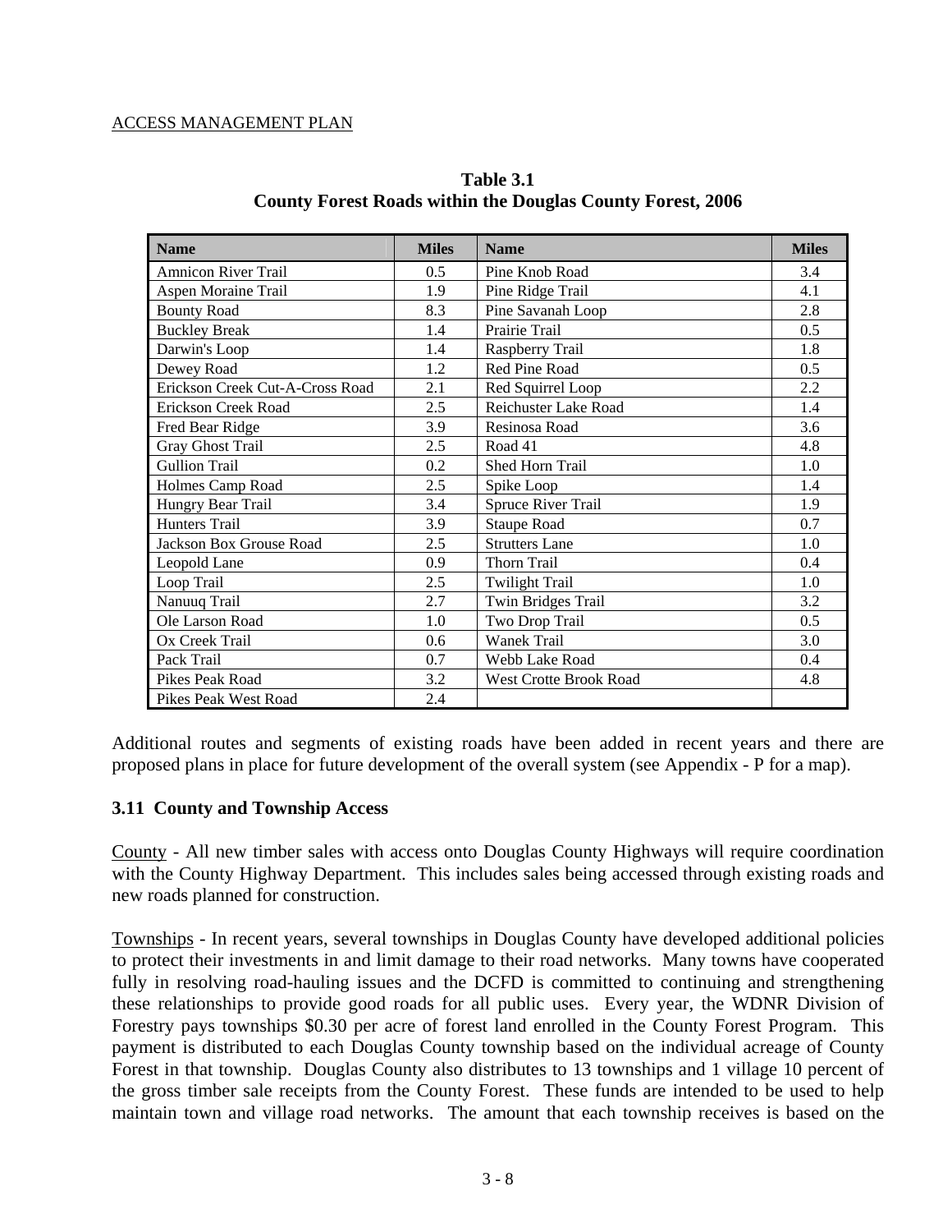ACCESS MANAGEMENT PLAN

**Table 3.1**
**County Forest Roads within the Douglas County Forest, 2006**

| Name | Miles | Name | Miles |
|---|---|---|---|
| Amnicon River Trail | 0.5 | Pine Knob Road | 3.4 |
| Aspen Moraine Trail | 1.9 | Pine Ridge Trail | 4.1 |
| Bounty Road | 8.3 | Pine Savanah Loop | 2.8 |
| Buckley Break | 1.4 | Prairie Trail | 0.5 |
| Darwin's Loop | 1.4 | Raspberry Trail | 1.8 |
| Dewey Road | 1.2 | Red Pine Road | 0.5 |
| Erickson Creek Cut-A-Cross Road | 2.1 | Red Squirrel Loop | 2.2 |
| Erickson Creek Road | 2.5 | Reichuster Lake Road | 1.4 |
| Fred Bear Ridge | 3.9 | Resinosa Road | 3.6 |
| Gray Ghost Trail | 2.5 | Road 41 | 4.8 |
| Gullion Trail | 0.2 | Shed Horn Trail | 1.0 |
| Holmes Camp Road | 2.5 | Spike Loop | 1.4 |
| Hungry Bear Trail | 3.4 | Spruce River Trail | 1.9 |
| Hunters Trail | 3.9 | Staupe Road | 0.7 |
| Jackson Box Grouse Road | 2.5 | Strutters Lane | 1.0 |
| Leopold Lane | 0.9 | Thorn Trail | 0.4 |
| Loop Trail | 2.5 | Twilight Trail | 1.0 |
| Nanuuq Trail | 2.7 | Twin Bridges Trail | 3.2 |
| Ole Larson Road | 1.0 | Two Drop Trail | 0.5 |
| Ox Creek Trail | 0.6 | Wanek Trail | 3.0 |
| Pack Trail | 0.7 | Webb Lake Road | 0.4 |
| Pikes Peak Road | 3.2 | West Crotte Brook Road | 4.8 |
| Pikes Peak West Road | 2.4 | | |

Additional routes and segments of existing roads have been added in recent years and there are proposed plans in place for future development of the overall system (see Appendix - P for a map).

### 3.11 County and Township Access

County - All new timber sales with access onto Douglas County Highways will require coordination with the County Highway Department. This includes sales being accessed through existing roads and new roads planned for construction.

Townships - In recent years, several townships in Douglas County have developed additional policies to protect their investments in and limit damage to their road networks. Many towns have cooperated fully in resolving road-hauling issues and the DCFD is committed to continuing and strengthening these relationships to provide good roads for all public uses. Every year, the WDNR Division of Forestry pays townships $0.30 per acre of forest land enrolled in the County Forest Program. This payment is distributed to each Douglas County township based on the individual acreage of County Forest in that township. Douglas County also distributes to 13 townships and 1 village 10 percent of the gross timber sale receipts from the County Forest. These funds are intended to be used to help maintain town and village road networks. The amount that each township receives is based on the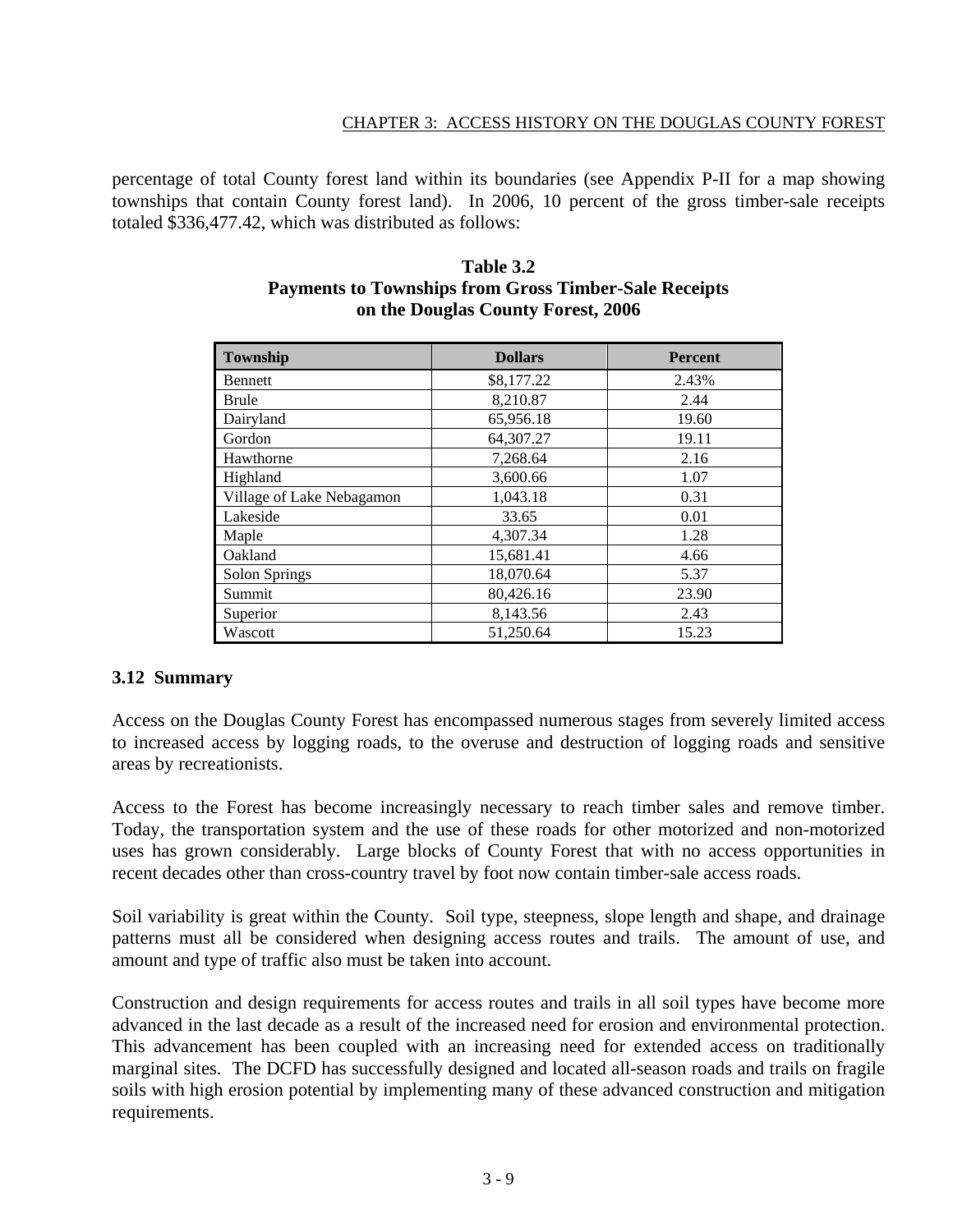percentage of total County forest land within its boundaries (see Appendix P-II for a map showing townships that contain County forest land). In 2006, 10 percent of the gross timber-sale receipts totaled $336,477.42, which was distributed as follows:

**Table 3.2**
**Payments to Townships from Gross Timber-Sale Receipts on the Douglas County Forest, 2006**

| Township | Dollars | Percent |
|---|---|---|
| Bennett | $8,177.22 | 2.43% |
| Brule | 8,210.87 | 2.44 |
| Dairyland | 65,956.18 | 19.60 |
| Gordon | 64,307.27 | 19.11 |
| Hawthorne | 7,268.64 | 2.16 |
| Highland | 3,600.66 | 1.07 |
| Village of Lake Nebagamon | 1,043.18 | 0.31 |
| Lakeside | 33.65 | 0.01 |
| Maple | 4,307.34 | 1.28 |
| Oakland | 15,681.41 | 4.66 |
| Solon Springs | 18,070.64 | 5.37 |
| Summit | 80,426.16 | 23.90 |
| Superior | 8,143.56 | 2.43 |
| Wascott | 51,250.64 | 15.23 |

### 3.12 Summary

Access on the Douglas County Forest has encompassed numerous stages from severely limited access to increased access by logging roads, to the overuse and destruction of logging roads and sensitive areas by recreationists.

Access to the Forest has become increasingly necessary to reach timber sales and remove timber. Today, the transportation system and the use of these roads for other motorized and non-motorized uses has grown considerably. Large blocks of County Forest that with no access opportunities in recent decades other than cross-country travel by foot now contain timber-sale access roads.

Soil variability is great within the County. Soil type, steepness, slope length and shape, and drainage patterns must all be considered when designing access routes and trails. The amount of use, and amount and type of traffic also must be taken into account.

Construction and design requirements for access routes and trails in all soil types have become more advanced in the last decade as a result of the increased need for erosion and environmental protection. This advancement has been coupled with an increasing need for extended access on traditionally marginal sites. The DCFD has successfully designed and located all-season roads and trails on fragile soils with high erosion potential by implementing many of these advanced construction and mitigation requirements.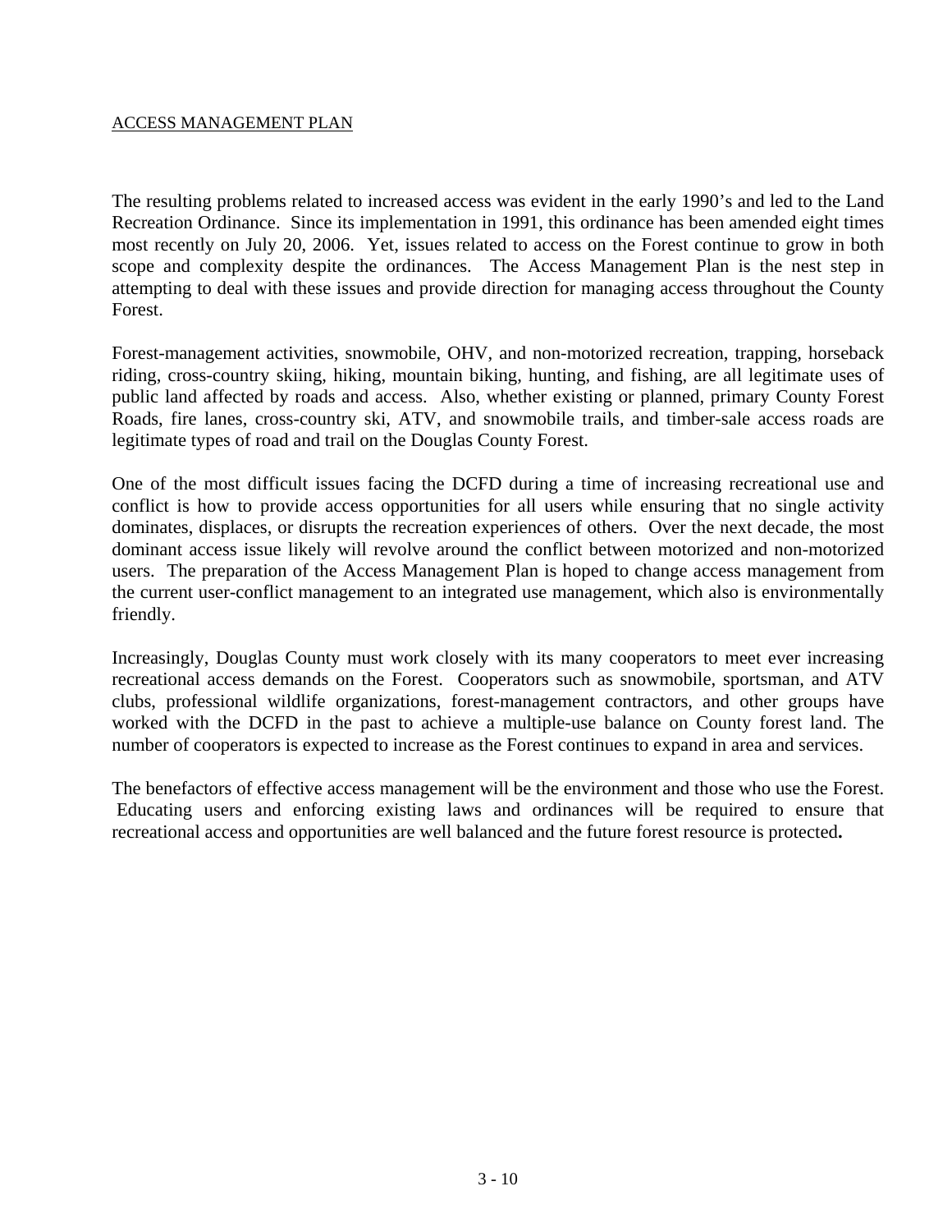ACCESS MANAGEMENT PLAN

The resulting problems related to increased access was evident in the early 1990's and led to the Land Recreation Ordinance. Since its implementation in 1991, this ordinance has been amended eight times most recently on July 20, 2006. Yet, issues related to access on the Forest continue to grow in both scope and complexity despite the ordinances. The Access Management Plan is the nest step in attempting to deal with these issues and provide direction for managing access throughout the County Forest.

Forest-management activities, snowmobile, OHV, and non-motorized recreation, trapping, horseback riding, cross-country skiing, hiking, mountain biking, hunting, and fishing, are all legitimate uses of public land affected by roads and access. Also, whether existing or planned, primary County Forest Roads, fire lanes, cross-country ski, ATV, and snowmobile trails, and timber-sale access roads are legitimate types of road and trail on the Douglas County Forest.

One of the most difficult issues facing the DCFD during a time of increasing recreational use and conflict is how to provide access opportunities for all users while ensuring that no single activity dominates, displaces, or disrupts the recreation experiences of others. Over the next decade, the most dominant access issue likely will revolve around the conflict between motorized and non-motorized users. The preparation of the Access Management Plan is hoped to change access management from the current user-conflict management to an integrated use management, which also is environmentally friendly.

Increasingly, Douglas County must work closely with its many cooperators to meet ever increasing recreational access demands on the Forest. Cooperators such as snowmobile, sportsman, and ATV clubs, professional wildlife organizations, forest-management contractors, and other groups have worked with the DCFD in the past to achieve a multiple-use balance on County forest land. The number of cooperators is expected to increase as the Forest continues to expand in area and services.

The benefactors of effective access management will be the environment and those who use the Forest. Educating users and enforcing existing laws and ordinances will be required to ensure that recreational access and opportunities are well balanced and the future forest resource is protected**.**